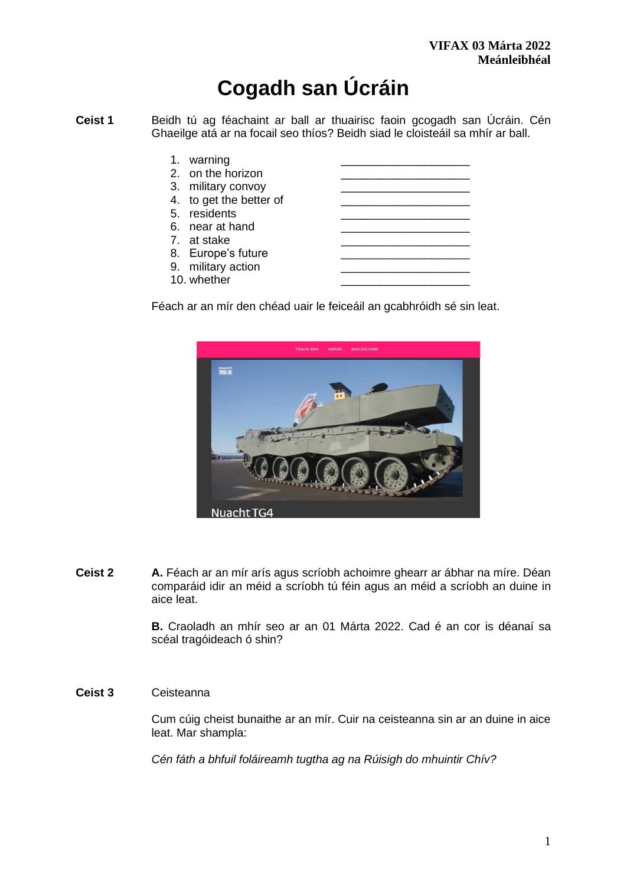**VIFAX 03 Márta 2022**
**Meánleibhéal**

# Cogadh san Úcráin

**Ceist 1** Beidh tú ag féachaint ar ball ar thuairisc faoin gcogadh san Úcráin. Cén Ghaeilge atá ar na focail seo thíos? Beidh siad le cloisteáil sa mhír ar ball.

1. warning ____________________
2. on the horizon ____________________
3. military convoy ____________________
4. to get the better of ____________________
5. residents ____________________
6. near at hand ____________________
7. at stake ____________________
8. Europe's future ____________________
9. military action ____________________
10. whether ____________________

Féach ar an mír den chéad uair le feiceáil an gcabhróidh sé sin leat.

**Ceist 2** **A.** Féach ar an mír arís agus scríobh achoimre ghearr ar ábhar na míre. Déan comparáid idir an méid a scríobh tú féin agus an méid a scríobh an duine in aice leat.

**B.** Craoladh an mhír seo ar an 01 Márta 2022. Cad é an cor is déanaí sa scéal tragóideach ó shin?

**Ceist 3** Ceisteanna

Cum cúig cheist bunaithe ar an mír. Cuir na ceisteanna sin ar an duine in aice leat. Mar shampla:

*Cén fáth a bhfuil foláireamh tugtha ag na Rúisigh do mhuintir Chív?*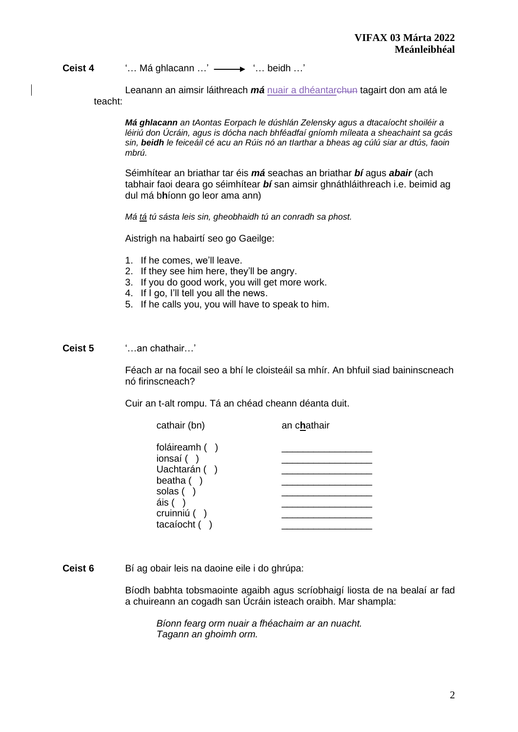**Ceist 4** '… Má ghlacann …' ⟶ '… beidh …'

Leanann an aimsir láithreach ***má*** nuair a dhéantar~~chun~~ tagairt don am atá le teacht:

> ***Má ghlacann*** *an tAontas Eorpach le dúshlán Zelensky agus a dtacaíocht shoiléir a léiriú don Úcráin, agus is dócha nach bhféadfaí gníomh míleata a sheachaint sa gcás sin,* ***beidh*** *le feiceáil cé acu an Rúis nó an tIarthar a bheas ag cúlú siar ar dtús, faoin mbrú.*

Séimhítear an briathar tar éis ***má*** seachas an briathar ***bí*** agus ***abair*** (ach tabhair faoi deara go séimhítear ***bí*** san aimsir ghnáthláithreach i.e. beimid ag dul má b**h**íonn go leor ama ann)

*Má tá tú sásta leis sin, gheobhaidh tú an conradh sa phost.*

Aistrigh na habairtí seo go Gaeilge:

1. If he comes, we'll leave.
2. If they see him here, they'll be angry.
3. If you do good work, you will get more work.
4. If I go, I'll tell you all the news.
5. If he calls you, you will have to speak to him.

**Ceist 5** '…an chathair…'

Féach ar na focail seo a bhí le cloisteáil sa mhír. An bhfuil siad baininscneach nó firinscneach?

Cuir an t-alt rompu. Tá an chéad cheann déanta duit.

| | |
|---|---|
| cathair (bn) | an c**h**athair |
| fóláireamh ( ) | ________________ |
| ionsaí ( ) | ________________ |
| Uachtarán ( ) | ________________ |
| beatha ( ) | ________________ |
| solas ( ) | ________________ |
| áis ( ) | ________________ |
| cruinniú ( ) | ________________ |
| tacaíocht ( ) | ________________ |

**Ceist 6** Bí ag obair leis na daoine eile i do ghrúpa:

Bíodh babhta tobsmaointe agaibh agus scríobhaigí liosta de na bealaí ar fad a chuireann an cogadh san Úcráin isteach oraibh. Mar shampla:

> *Bíonn fearg orm nuair a fhéachaim ar an nuacht.*
> *Tagann an ghoimh orm.*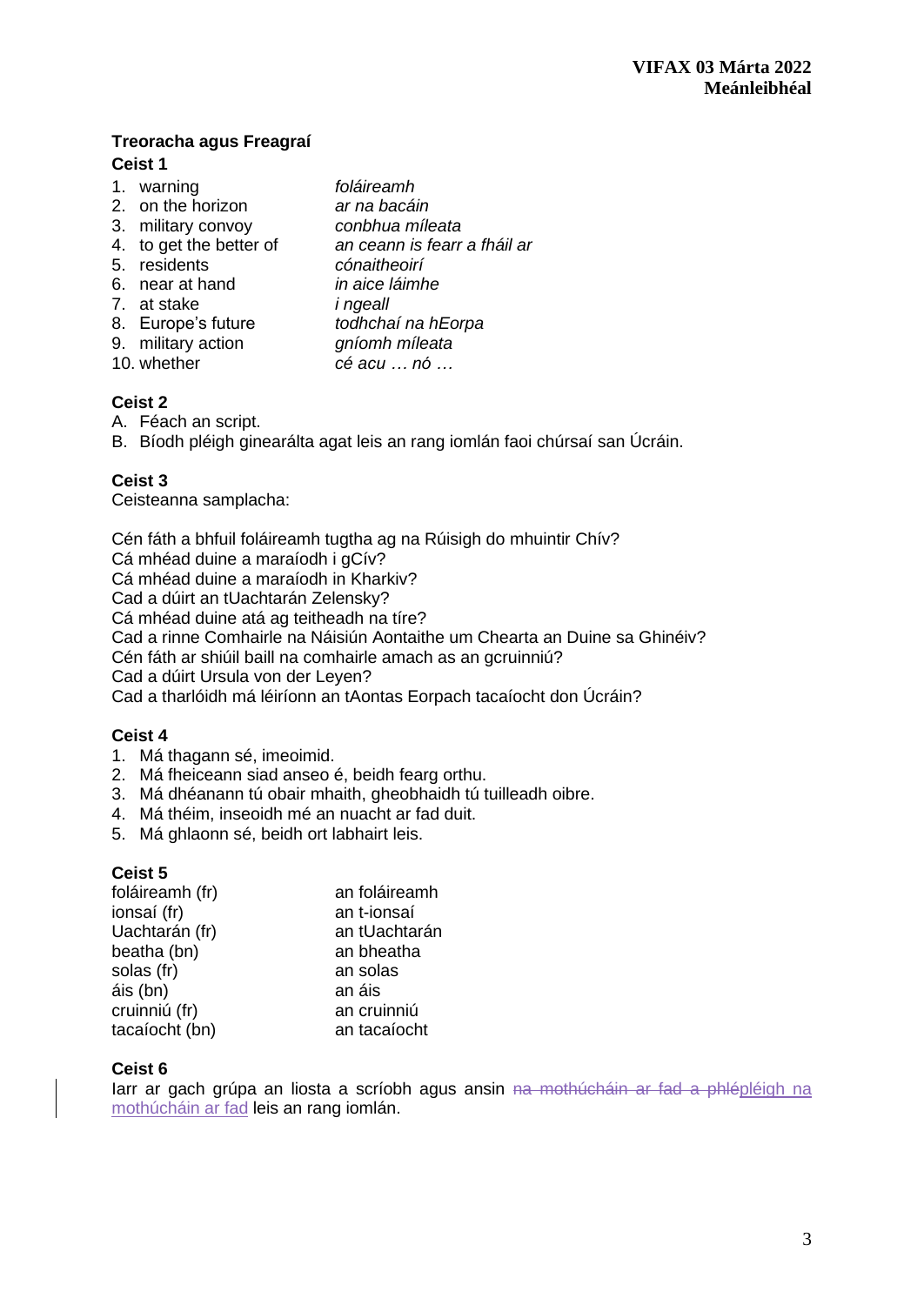**Treoracha agus Freagraí**

**Ceist 1**

| | | |
|---|---|---|
| 1. | warning | *foláireamh* |
| 2. | on the horizon | *ar na bacáin* |
| 3. | military convoy | *conbhua míleata* |
| 4. | to get the better of | *an ceann is fearr a fháil ar* |
| 5. | residents | *cónaitheoirí* |
| 6. | near at hand | *in aice láimhe* |
| 7. | at stake | *i ngeall* |
| 8. | Europe's future | *todhchaí na hEorpa* |
| 9. | military action | *gníomh míleata* |
| 10. | whether | *cé acu … nó …* |

**Ceist 2**

A. Féach an script.
B. Bíodh pléigh ginearálta agat leis an rang iomlán faoi chúrsaí san Úcráin.

**Ceist 3**

Ceisteanna samplacha:

Cén fáth a bhfuil foláireamh tugtha ag na Rúisigh do mhuintir Chív?
Cá mhéad duine a maraíodh i gCív?
Cá mhéad duine a maraíodh in Kharkiv?
Cad a dúirt an tUachtarán Zelensky?
Cá mhéad duine atá ag teitheadh na tíre?
Cad a rinne Comhairle na Náisiún Aontaithe um Chearta an Duine sa Ghinéiv?
Cén fáth ar shiúil baill na comhairle amach as an gcruinniú?
Cad a dúirt Ursula von der Leyen?
Cad a tharlóidh má léiríonn an tAontas Eorpach tacaíocht don Úcráin?

**Ceist 4**

1. Má thagann sé, imeoimid.
2. Má fheiceann siad anseo é, beidh fearg orthu.
3. Má dhéanann tú obair mhaith, gheobhaidh tú tuilleadh oibre.
4. Má théim, inseoidh mé an nuacht ar fad duit.
5. Má ghlaonn sé, beidh ort labhairt leis.

**Ceist 5**

| | |
|---|---|
| foláireamh (fr) | an foláireamh |
| ionsaí (fr) | an t-ionsaí |
| Uachtarán (fr) | an tUachtarán |
| beatha (bn) | an bheatha |
| solas (fr) | an solas |
| áis (bn) | an áis |
| cruinniú (fr) | an cruinniú |
| tacaíocht (bn) | an tacaíocht |

**Ceist 6**

Iarr ar gach grúpa an liosta a scríobh agus ansin ~~na mothúcháin ar fad a phlé~~pléigh na mothúcháin ar fad leis an rang iomlán.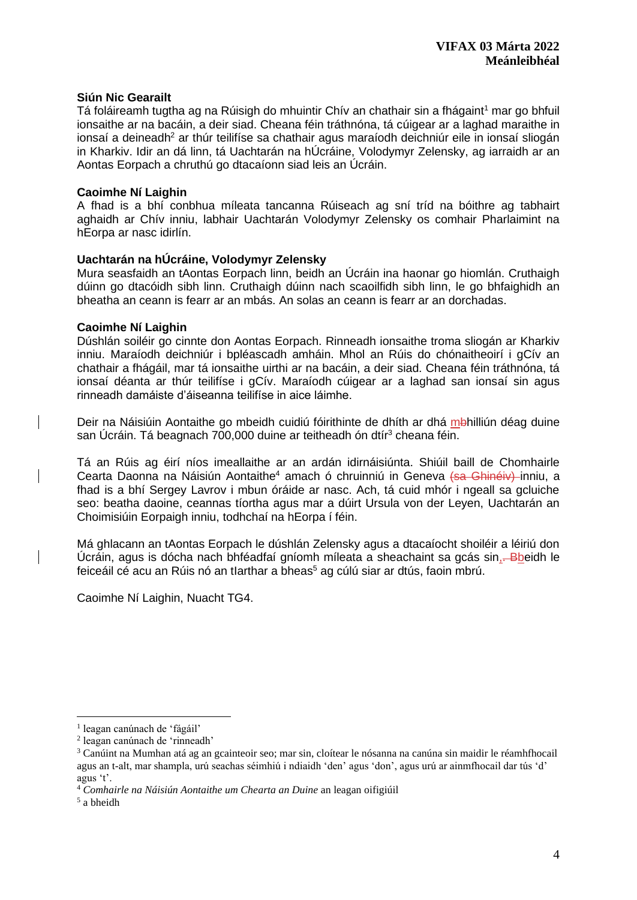**Siún Nic Gearailt**
Tá foláireamh tugtha ag na Rúisigh do mhuintir Chív an chathair sin a fhágaint[1] mar go bhfuil ionsaithe ar na bacáin, a deir siad. Cheana féin tráthnóna, tá cúigear ar a laghad maraithe in ionsaí a deineadh[2] ar thúr teilifíse sa chathair agus maraíodh deichniúr eile in ionsaí sliogán in Kharkiv. Idir an dá linn, tá Uachtarán na hÚcráine, Volodymyr Zelensky, ag iarraidh ar an Aontas Eorpach a chruthú go dtacaíonn siad leis an Úcráin.

**Caoimhe Ní Laighin**
A fhad is a bhí conbhua míleata tancanna Rúiseach ag sní tríd na bóithre ag tabhairt aghaidh ar Chív inniu, labhair Uachtarán Volodymyr Zelensky os comhair Pharlaimint na hEorpa ar nasc idirlín.

**Uachtarán na hÚcráine, Volodymyr Zelensky**
Mura seasfaidh an tAontas Eorpach linn, beidh an Úcráin ina haonar go hiomlán. Cruthaigh dúinn go dtacóidh sibh linn. Cruthaigh dúinn nach scaoilfidh sibh linn, le go bhfaighidh an bheatha an ceann is fearr ar an mbás. An solas an ceann is fearr ar an dorchadas.

**Caoimhe Ní Laighin**
Dúshlán soiléir go cinnte don Aontas Eorpach. Rinneadh ionsaithe troma sliogán ar Kharkiv inniu. Maraíodh deichniúr i bpléascadh amháin. Mhol an Rúis do chónaitheoirí i gCív an chathair a fhágáil, mar tá ionsaithe uirthi ar na bacáin, a deir siad. Cheana féin tráthnóna, tá ionsaí déanta ar thúr teilifíse i gCív. Maraíodh cúigear ar a laghad san ionsaí sin agus rinneadh damáiste d'áiseanna teilifíse in aice láimhe.

Deir na Náisiúin Aontaithe go mbeidh cuidiú fóirithinte de dhíth ar dhá mhilliún déag duine san Úcráin. Tá beagnach 700,000 duine ar teitheadh ón dtír[3] cheana féin.

Tá an Rúis ag éirí níos imeallaithe ar an ardán idirnáisiúnta. Shiúil baill de Chomhairle Cearta Daonna na Náisiún Aontaithe[4] amach ó chruinniú in Geneva inniu, a fhad is a bhí Sergey Lavrov i mbun óráide ar nasc. Ach, tá cuid mhór i ngeall sa gcluiche seo: beatha daoine, ceannas tíortha agus mar a dúirt Ursula von der Leyen, Uachtarán an Choimisiúin Eorpaigh inniu, todhchaí na hEorpa í féin.

Má ghlacann an tAontas Eorpach le dúshlán Zelensky agus a dtacaíocht shoiléir a léiriú don Úcráin, agus is dócha nach bhféadfaí gníomh míleata a sheachaint sa gcás sin, beidh le feiceáil cé acu an Rúis nó an tIarthar a bheas[5] ag cúlú siar ar dtús, faoin mbrú.

Caoimhe Ní Laighin, Nuacht TG4.

---

[1] leagan canúnach de 'fágáil'
[2] leagan canúnach de 'rinneadh'
[3] Canúint na Mumhan atá ag an gcainteoir seo; mar sin, cloítear le nósanna na canúna sin maidir le réamhfhocail agus an t-alt, mar shampla, urú seachas séimhiú i ndiaidh 'den' agus 'don', agus urú ar ainmfhocail dar tús 'd' agus 't'.
[4] *Comhairle na Náisiún Aontaithe um Chearta an Duine* an leagan oifigiúil
[5] a bheidh